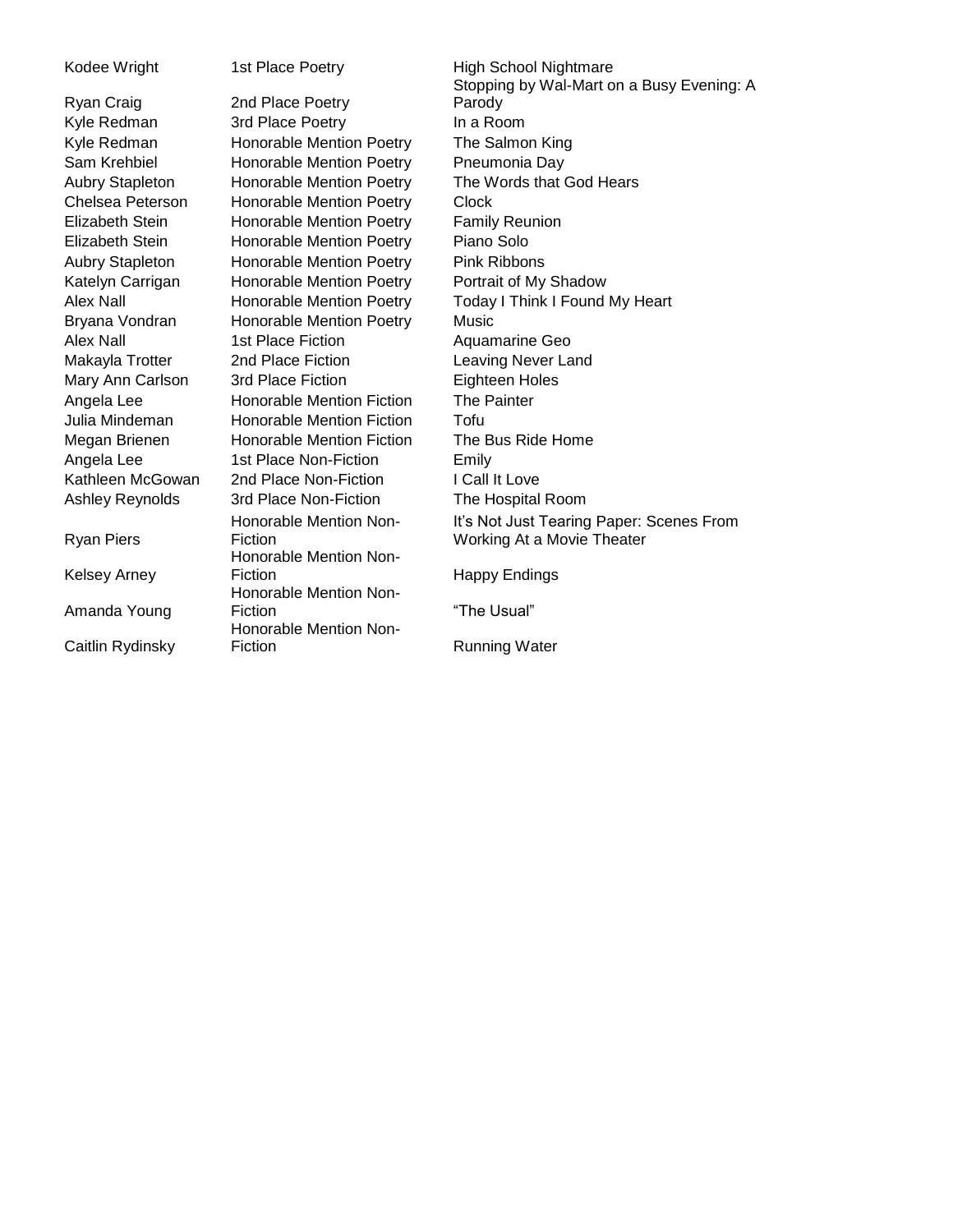| | | |
|---|---|---|
| Kodee Wright | 1st Place Poetry | High School Nightmare |
| Ryan Craig | 2nd Place Poetry | Stopping by Wal-Mart on a Busy Evening: A Parody |
| Kyle Redman | 3rd Place Poetry | In a Room |
| Kyle Redman | Honorable Mention Poetry | The Salmon King |
| Sam Krehbiel | Honorable Mention Poetry | Pneumonia Day |
| Aubry Stapleton | Honorable Mention Poetry | The Words that God Hears |
| Chelsea Peterson | Honorable Mention Poetry | Clock |
| Elizabeth Stein | Honorable Mention Poetry | Family Reunion |
| Elizabeth Stein | Honorable Mention Poetry | Piano Solo |
| Aubry Stapleton | Honorable Mention Poetry | Pink Ribbons |
| Katelyn Carrigan | Honorable Mention Poetry | Portrait of My Shadow |
| Alex Nall | Honorable Mention Poetry | Today I Think I Found My Heart |
| Bryana Vondran | Honorable Mention Poetry | Music |
| Alex Nall | 1st Place Fiction | Aquamarine Geo |
| Makayla Trotter | 2nd Place Fiction | Leaving Never Land |
| Mary Ann Carlson | 3rd Place Fiction | Eighteen Holes |
| Angela Lee | Honorable Mention Fiction | The Painter |
| Julia Mindeman | Honorable Mention Fiction | Tofu |
| Megan Brienen | Honorable Mention Fiction | The Bus Ride Home |
| Angela Lee | 1st Place Non-Fiction | Emily |
| Kathleen McGowan | 2nd Place Non-Fiction | I Call It Love |
| Ashley Reynolds | 3rd Place Non-Fiction | The Hospital Room |
| Ryan Piers | Honorable Mention Non-Fiction | It's Not Just Tearing Paper: Scenes From Working At a Movie Theater |
| Kelsey Arney | Honorable Mention Non-Fiction | Happy Endings |
| Amanda Young | Honorable Mention Non-Fiction | "The Usual" |
| Caitlin Rydinsky | Honorable Mention Non-Fiction | Running Water |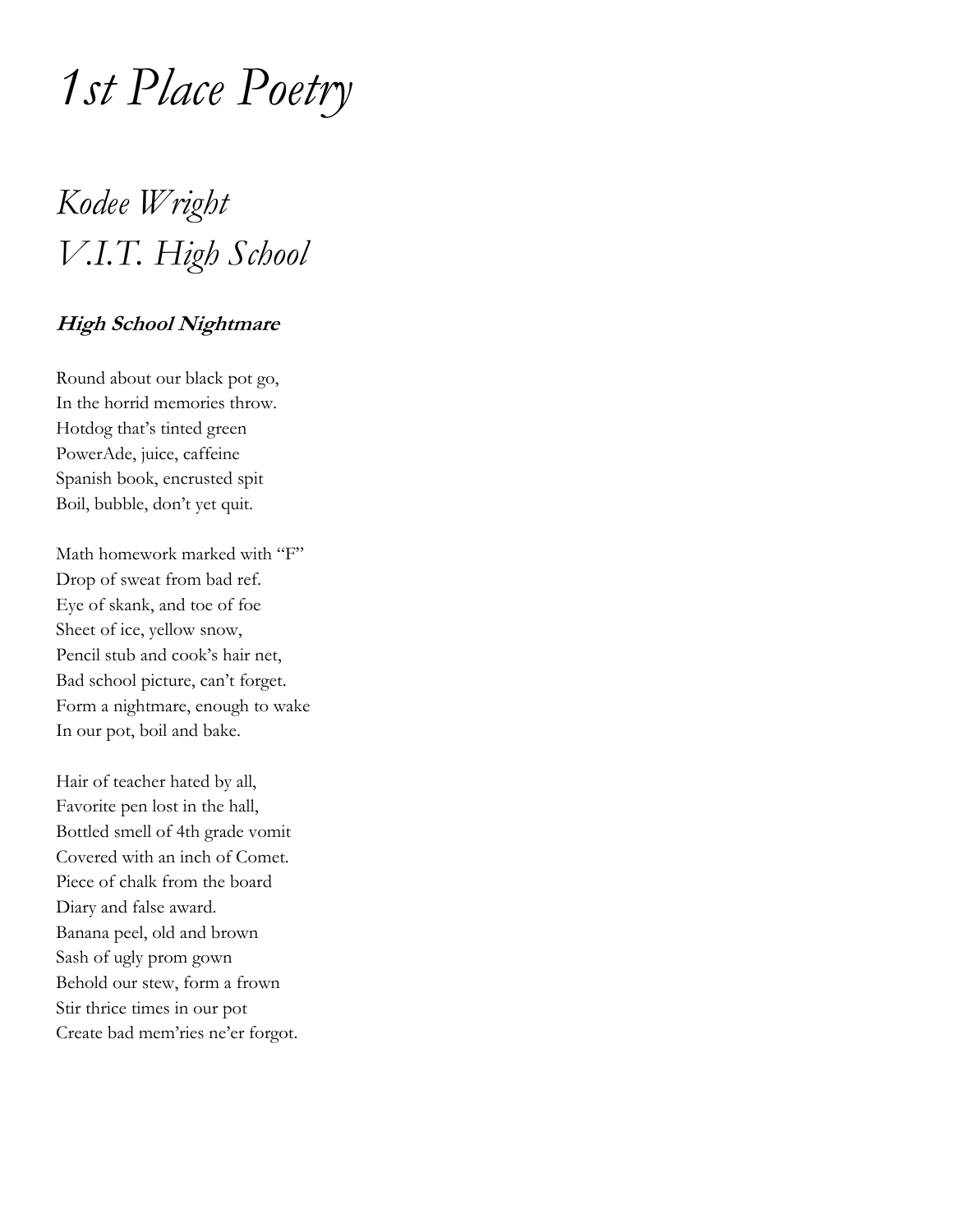# *1st Place Poetry*

## *Kodee Wright*
## *V.I.T. High School*

***High School Nightmare***

Round about our black pot go,  
In the horrid memories throw.  
Hotdog that's tinted green  
PowerAde, juice, caffeine  
Spanish book, encrusted spit  
Boil, bubble, don't yet quit.

Math homework marked with "F"  
Drop of sweat from bad ref.  
Eye of skank, and toe of foe  
Sheet of ice, yellow snow,  
Pencil stub and cook's hair net,  
Bad school picture, can't forget.  
Form a nightmare, enough to wake  
In our pot, boil and bake.

Hair of teacher hated by all,  
Favorite pen lost in the hall,  
Bottled smell of 4th grade vomit  
Covered with an inch of Comet.  
Piece of chalk from the board  
Diary and false award.  
Banana peel, old and brown  
Sash of ugly prom gown  
Behold our stew, form a frown  
Stir thrice times in our pot  
Create bad mem'ries ne'er forgot.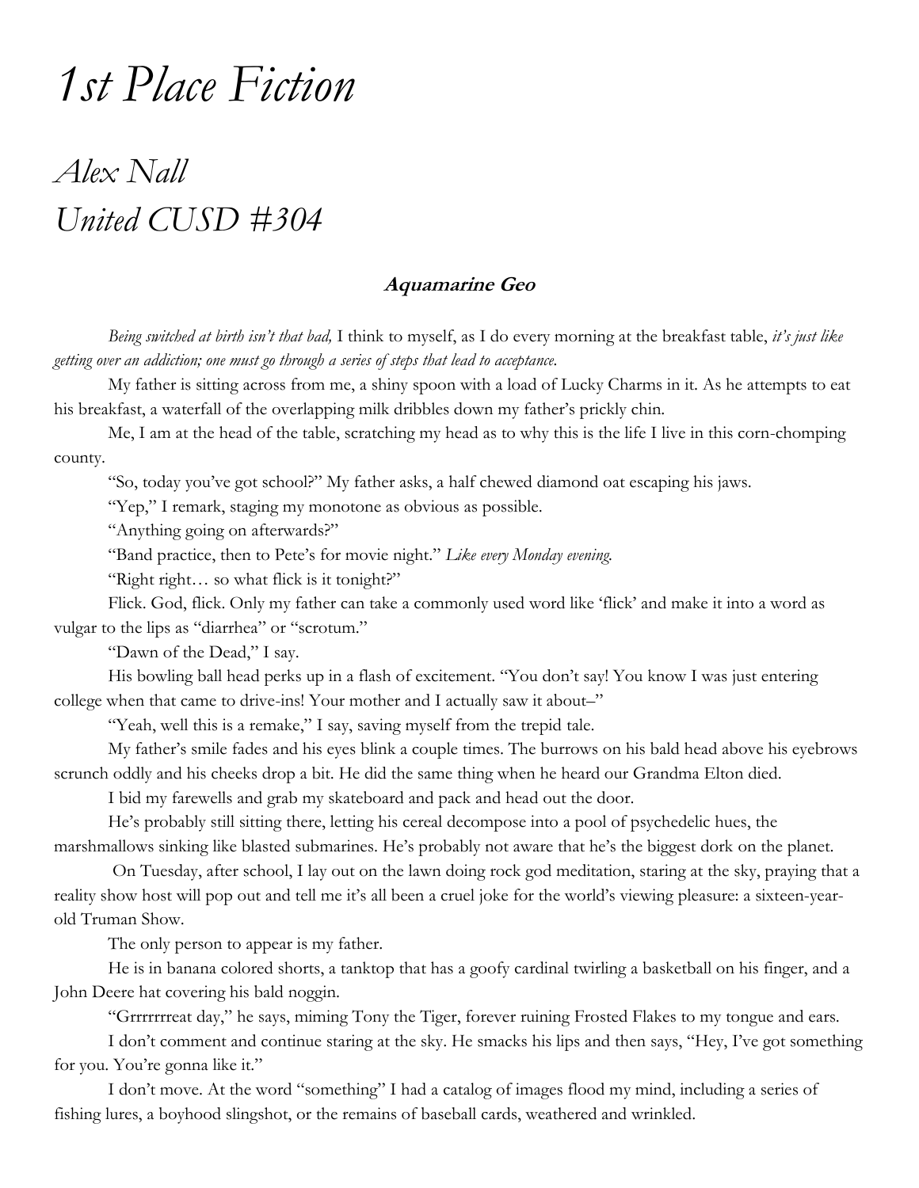# *1st Place Fiction*

## *Alex Nall*
## *United CUSD #304*

### **Aquamarine Geo**

*Being switched at birth isn't that bad,* I think to myself, as I do every morning at the breakfast table, *it's just like getting over an addiction; one must go through a series of steps that lead to acceptance.*

My father is sitting across from me, a shiny spoon with a load of Lucky Charms in it. As he attempts to eat his breakfast, a waterfall of the overlapping milk dribbles down my father's prickly chin.

Me, I am at the head of the table, scratching my head as to why this is the life I live in this corn-chomping county.

"So, today you've got school?" My father asks, a half chewed diamond oat escaping his jaws.

"Yep," I remark, staging my monotone as obvious as possible.

"Anything going on afterwards?"

"Band practice, then to Pete's for movie night." *Like every Monday evening.*

"Right right… so what flick is it tonight?"

Flick. God, flick. Only my father can take a commonly used word like 'flick' and make it into a word as vulgar to the lips as "diarrhea" or "scrotum."

"Dawn of the Dead," I say.

His bowling ball head perks up in a flash of excitement. "You don't say! You know I was just entering college when that came to drive-ins! Your mother and I actually saw it about–"

"Yeah, well this is a remake," I say, saving myself from the trepid tale.

My father's smile fades and his eyes blink a couple times. The burrows on his bald head above his eyebrows scrunch oddly and his cheeks drop a bit. He did the same thing when he heard our Grandma Elton died.

I bid my farewells and grab my skateboard and pack and head out the door.

He's probably still sitting there, letting his cereal decompose into a pool of psychedelic hues, the marshmallows sinking like blasted submarines. He's probably not aware that he's the biggest dork on the planet.

On Tuesday, after school, I lay out on the lawn doing rock god meditation, staring at the sky, praying that a reality show host will pop out and tell me it's all been a cruel joke for the world's viewing pleasure: a sixteen-year-old Truman Show.

The only person to appear is my father.

He is in banana colored shorts, a tanktop that has a goofy cardinal twirling a basketball on his finger, and a John Deere hat covering his bald noggin.

"Grrrrrrreat day," he says, miming Tony the Tiger, forever ruining Frosted Flakes to my tongue and ears.

I don't comment and continue staring at the sky. He smacks his lips and then says, "Hey, I've got something for you. You're gonna like it."

I don't move. At the word "something" I had a catalog of images flood my mind, including a series of fishing lures, a boyhood slingshot, or the remains of baseball cards, weathered and wrinkled.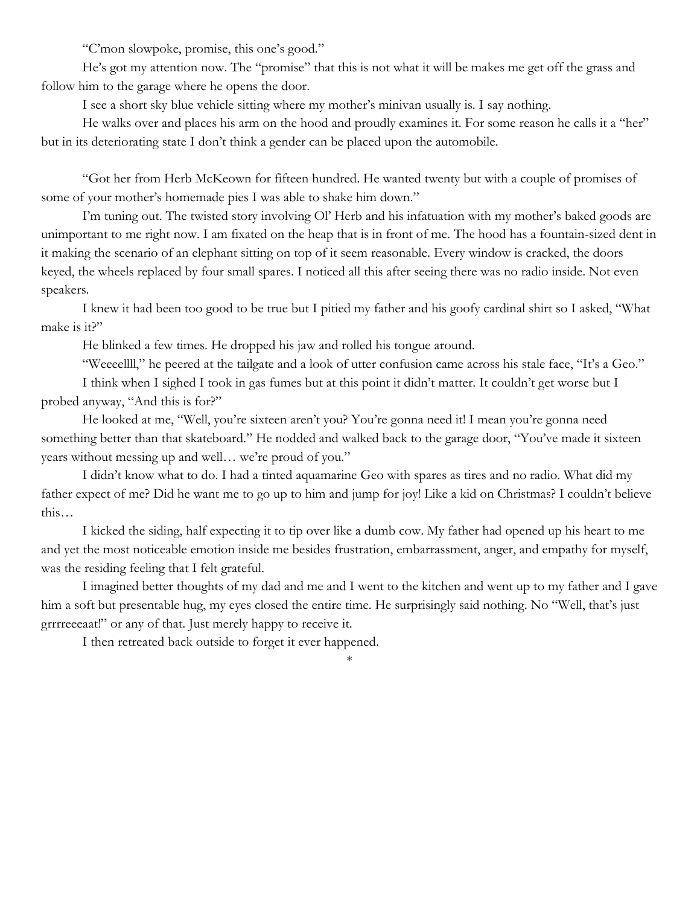"C'mon slowpoke, promise, this one's good."

He's got my attention now. The "promise" that this is not what it will be makes me get off the grass and follow him to the garage where he opens the door.

I see a short sky blue vehicle sitting where my mother's minivan usually is. I say nothing.

He walks over and places his arm on the hood and proudly examines it. For some reason he calls it a "her" but in its deteriorating state I don't think a gender can be placed upon the automobile.

"Got her from Herb McKeown for fifteen hundred. He wanted twenty but with a couple of promises of some of your mother's homemade pies I was able to shake him down."

I'm tuning out. The twisted story involving Ol' Herb and his infatuation with my mother's baked goods are unimportant to me right now. I am fixated on the heap that is in front of me. The hood has a fountain-sized dent in it making the scenario of an elephant sitting on top of it seem reasonable. Every window is cracked, the doors keyed, the wheels replaced by four small spares. I noticed all this after seeing there was no radio inside. Not even speakers.

I knew it had been too good to be true but I pitied my father and his goofy cardinal shirt so I asked, "What make is it?"

He blinked a few times. He dropped his jaw and rolled his tongue around.

"Weeeellll," he peered at the tailgate and a look of utter confusion came across his stale face, "It's a Geo."

I think when I sighed I took in gas fumes but at this point it didn't matter. It couldn't get worse but I probed anyway, "And this is for?"

He looked at me, "Well, you're sixteen aren't you? You're gonna need it! I mean you're gonna need something better than that skateboard." He nodded and walked back to the garage door, "You've made it sixteen years without messing up and well… we're proud of you."

I didn't know what to do. I had a tinted aquamarine Geo with spares as tires and no radio. What did my father expect of me? Did he want me to go up to him and jump for joy! Like a kid on Christmas? I couldn't believe this…

I kicked the siding, half expecting it to tip over like a dumb cow. My father had opened up his heart to me and yet the most noticeable emotion inside me besides frustration, embarrassment, anger, and empathy for myself, was the residing feeling that I felt grateful.

I imagined better thoughts of my dad and me and I went to the kitchen and went up to my father and I gave him a soft but presentable hug, my eyes closed the entire time. He surprisingly said nothing. No "Well, that's just grrrreeeaat!" or any of that. Just merely happy to receive it.

I then retreated back outside to forget it ever happened.

*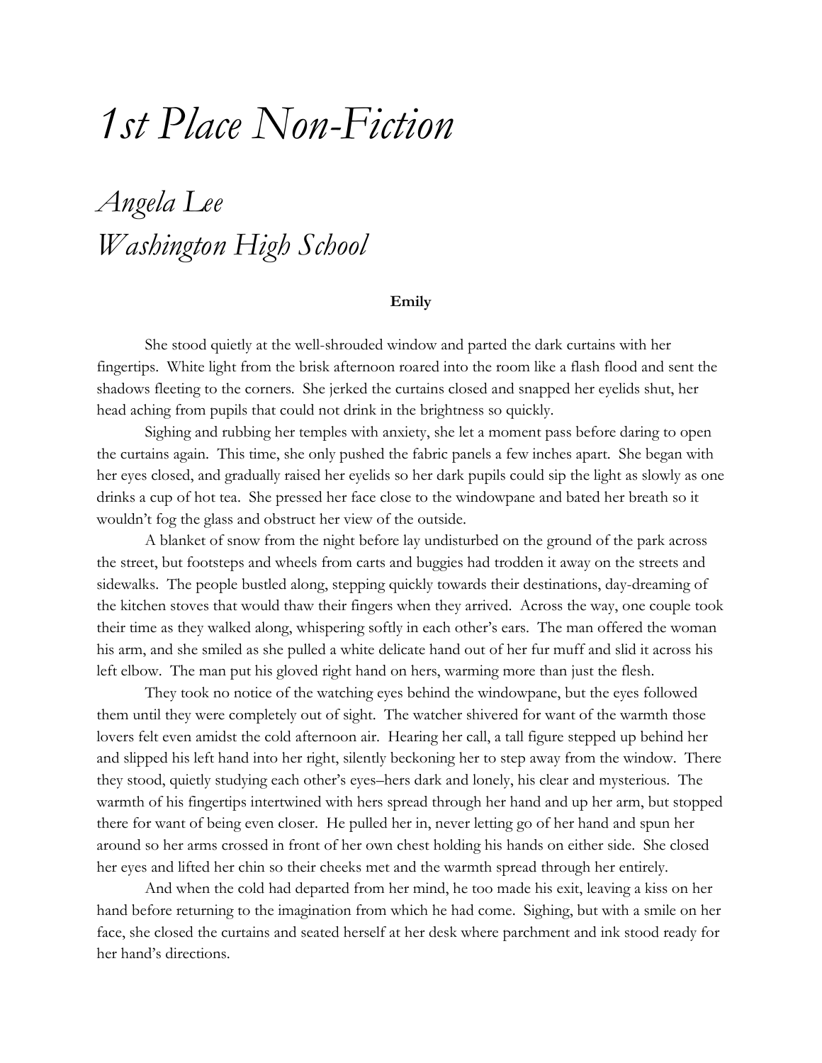# *1st Place Non-Fiction*

## *Angela Lee*
## *Washington High School*

**Emily**

She stood quietly at the well-shrouded window and parted the dark curtains with her fingertips. White light from the brisk afternoon roared into the room like a flash flood and sent the shadows fleeting to the corners. She jerked the curtains closed and snapped her eyelids shut, her head aching from pupils that could not drink in the brightness so quickly.

Sighing and rubbing her temples with anxiety, she let a moment pass before daring to open the curtains again. This time, she only pushed the fabric panels a few inches apart. She began with her eyes closed, and gradually raised her eyelids so her dark pupils could sip the light as slowly as one drinks a cup of hot tea. She pressed her face close to the windowpane and bated her breath so it wouldn't fog the glass and obstruct her view of the outside.

A blanket of snow from the night before lay undisturbed on the ground of the park across the street, but footsteps and wheels from carts and buggies had trodden it away on the streets and sidewalks. The people bustled along, stepping quickly towards their destinations, day-dreaming of the kitchen stoves that would thaw their fingers when they arrived. Across the way, one couple took their time as they walked along, whispering softly in each other's ears. The man offered the woman his arm, and she smiled as she pulled a white delicate hand out of her fur muff and slid it across his left elbow. The man put his gloved right hand on hers, warming more than just the flesh.

They took no notice of the watching eyes behind the windowpane, but the eyes followed them until they were completely out of sight. The watcher shivered for want of the warmth those lovers felt even amidst the cold afternoon air. Hearing her call, a tall figure stepped up behind her and slipped his left hand into her right, silently beckoning her to step away from the window. There they stood, quietly studying each other's eyes–hers dark and lonely, his clear and mysterious. The warmth of his fingertips intertwined with hers spread through her hand and up her arm, but stopped there for want of being even closer. He pulled her in, never letting go of her hand and spun her around so her arms crossed in front of her own chest holding his hands on either side. She closed her eyes and lifted her chin so their cheeks met and the warmth spread through her entirely.

And when the cold had departed from her mind, he too made his exit, leaving a kiss on her hand before returning to the imagination from which he had come. Sighing, but with a smile on her face, she closed the curtains and seated herself at her desk where parchment and ink stood ready for her hand's directions.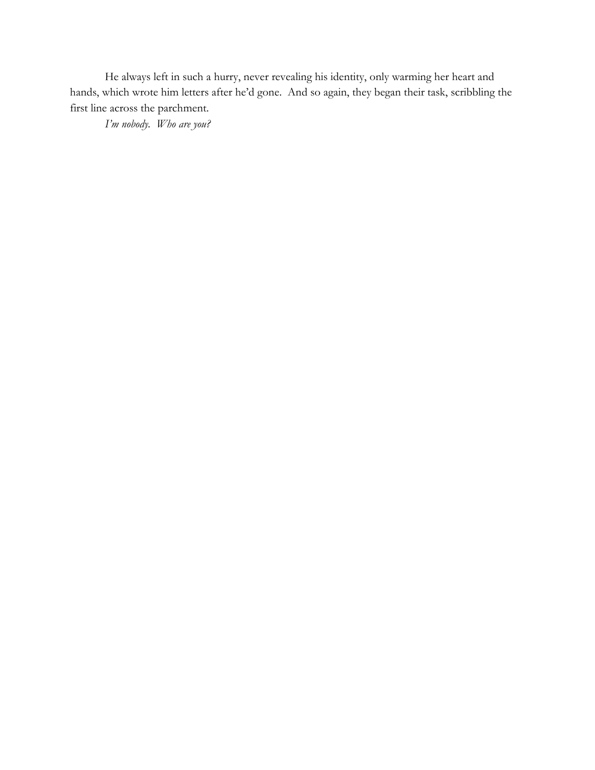He always left in such a hurry, never revealing his identity, only warming her heart and hands, which wrote him letters after he'd gone. And so again, they began their task, scribbling the first line across the parchment.

*I'm nobody. Who are you?*